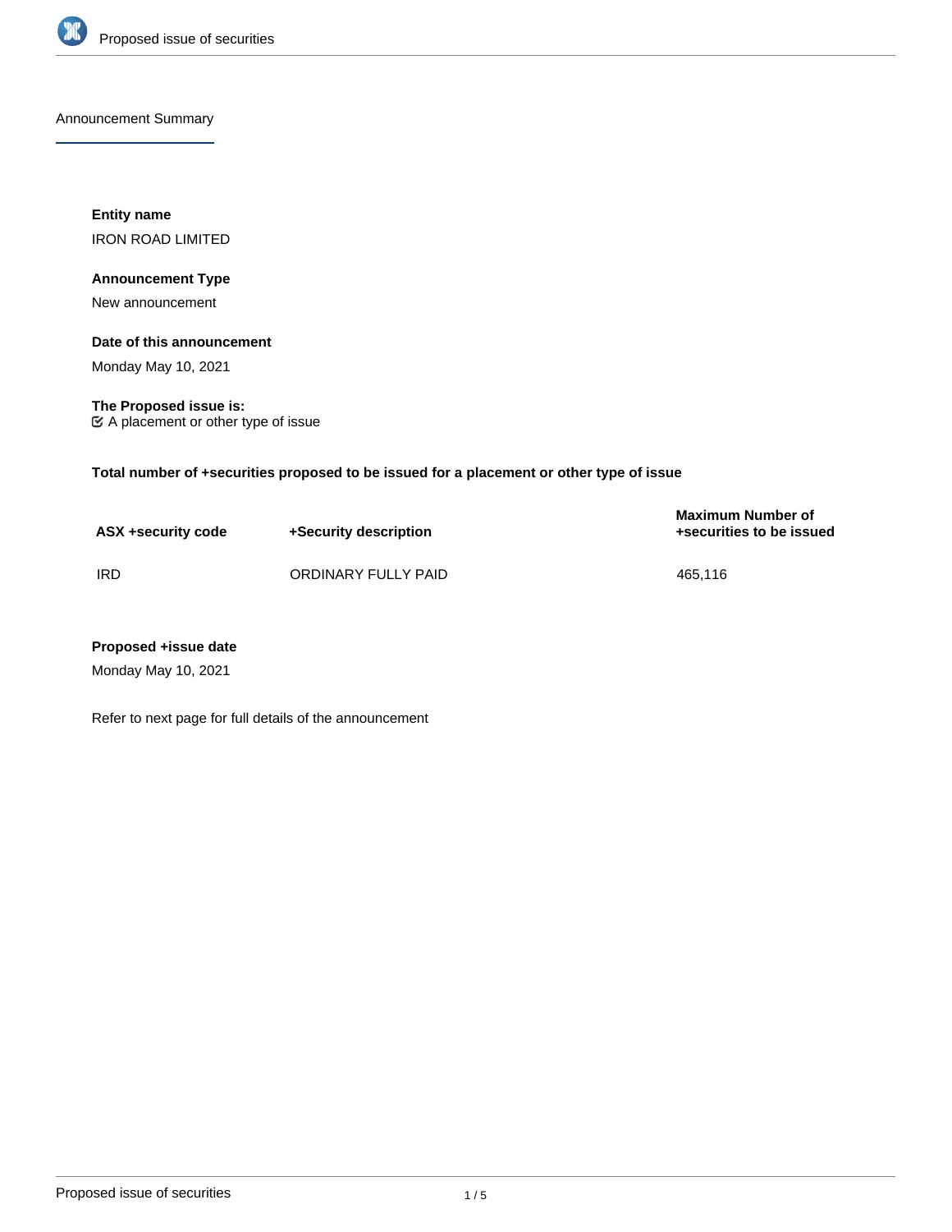## Announcement Summary

**Entity name**

IRON ROAD LIMITED

**Announcement Type**

New announcement

**Date of this announcement**

Monday May 10, 2021

**The Proposed issue is:**

☑ A placement or other type of issue

**Total number of +securities proposed to be issued for a placement or other type of issue**

| ASX +security code | +Security description | Maximum Number of +securities to be issued |
|---|---|---|
| IRD | ORDINARY FULLY PAID | 465,116 |

**Proposed +issue date**

Monday May 10, 2021

Refer to next page for full details of the announcement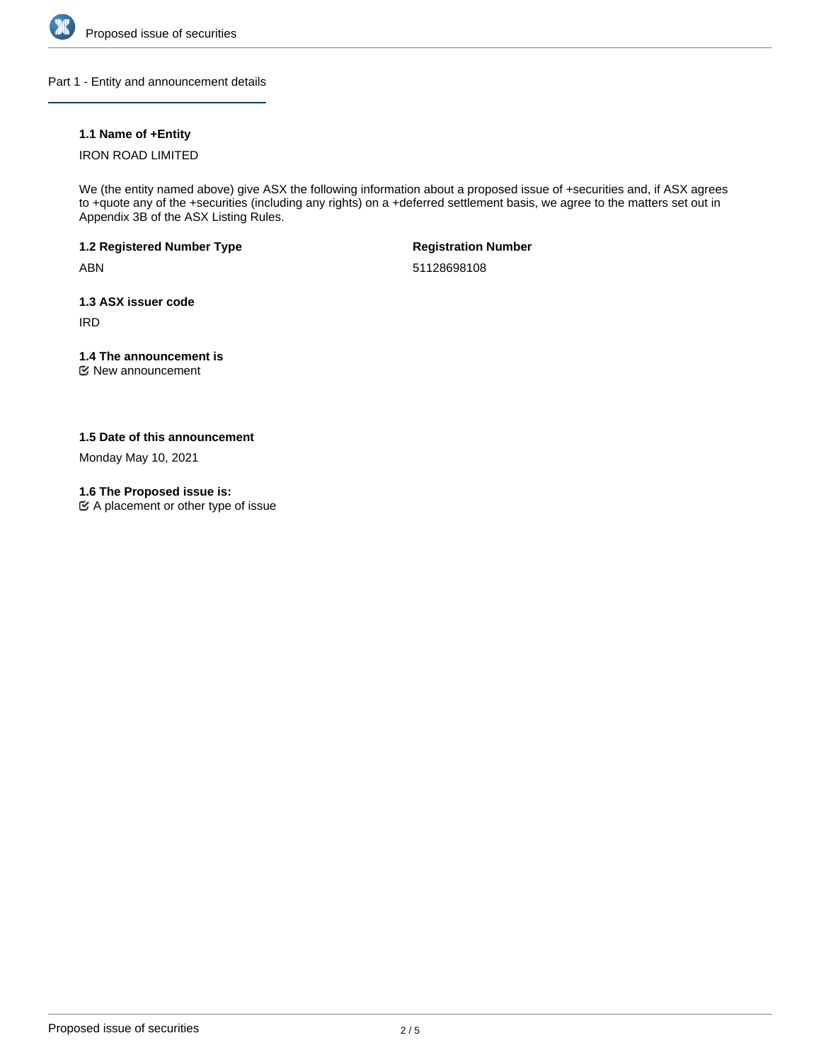## Part 1 - Entity and announcement details

**1.1 Name of +Entity**

IRON ROAD LIMITED

We (the entity named above) give ASX the following information about a proposed issue of +securities and, if ASX agrees to +quote any of the +securities (including any rights) on a +deferred settlement basis, we agree to the matters set out in Appendix 3B of the ASX Listing Rules.

**1.2 Registered Number Type**

ABN

**Registration Number**

51128698108

**1.3 ASX issuer code**

IRD

**1.4 The announcement is**

New announcement

**1.5 Date of this announcement**

Monday May 10, 2021

**1.6 The Proposed issue is:**

A placement or other type of issue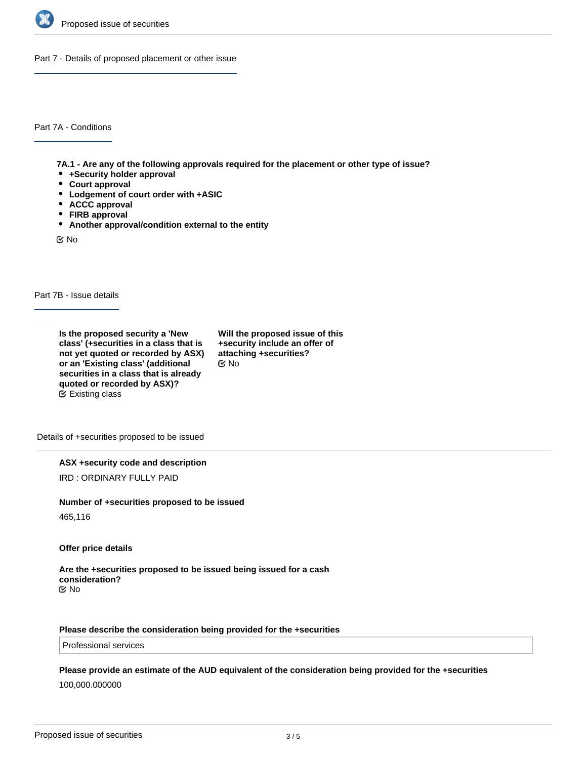## Part 7 - Details of proposed placement or other issue

### Part 7A - Conditions

**7A.1 - Are any of the following approvals required for the placement or other type of issue?**

- **+Security holder approval**
- **Court approval**
- **Lodgement of court order with +ASIC**
- **ACCC approval**
- **FIRB approval**
- **Another approval/condition external to the entity**

No

### Part 7B - Issue details

**Is the proposed security a 'New class' (+securities in a class that is not yet quoted or recorded by ASX) or an 'Existing class' (additional securities in a class that is already quoted or recorded by ASX)?**
Existing class

**Will the proposed issue of this +security include an offer of attaching +securities?**
No

Details of +securities proposed to be issued

**ASX +security code and description**

IRD : ORDINARY FULLY PAID

**Number of +securities proposed to be issued**

465,116

**Offer price details**

**Are the +securities proposed to be issued being issued for a cash consideration?**
No

**Please describe the consideration being provided for the +securities**

Professional services

**Please provide an estimate of the AUD equivalent of the consideration being provided for the +securities**

100,000.000000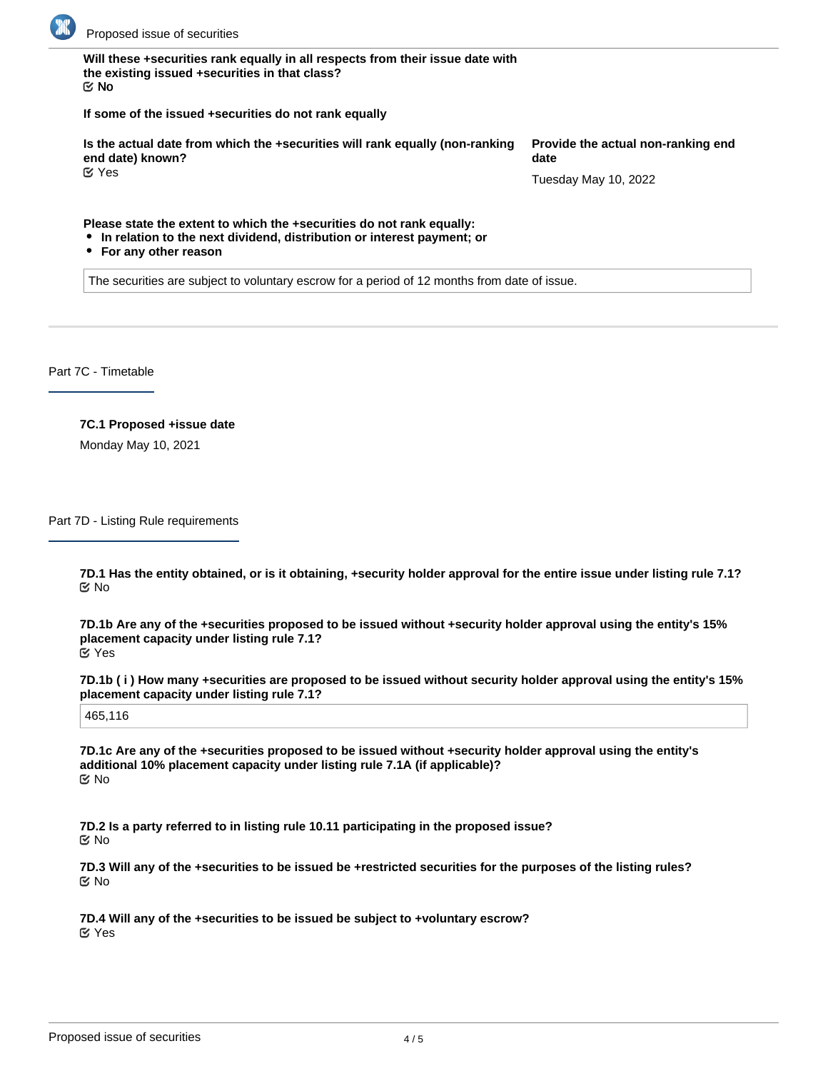**Will these +securities rank equally in all respects from their issue date with the existing issued +securities in that class?**
☑ No

**If some of the issued +securities do not rank equally**

**Is the actual date from which the +securities will rank equally (non-ranking end date) known?**
☑ Yes

**Provide the actual non-ranking end date**

Tuesday May 10, 2022

**Please state the extent to which the +securities do not rank equally:**
- **In relation to the next dividend, distribution or interest payment; or**
- **For any other reason**

The securities are subject to voluntary escrow for a period of 12 months from date of issue.

## Part 7C - Timetable

**7C.1 Proposed +issue date**

Monday May 10, 2021

## Part 7D - Listing Rule requirements

**7D.1 Has the entity obtained, or is it obtaining, +security holder approval for the entire issue under listing rule 7.1?**
☑ No

**7D.1b Are any of the +securities proposed to be issued without +security holder approval using the entity's 15% placement capacity under listing rule 7.1?**
☑ Yes

**7D.1b ( i ) How many +securities are proposed to be issued without security holder approval using the entity's 15% placement capacity under listing rule 7.1?**

465,116

**7D.1c Are any of the +securities proposed to be issued without +security holder approval using the entity's additional 10% placement capacity under listing rule 7.1A (if applicable)?**
☑ No

**7D.2 Is a party referred to in listing rule 10.11 participating in the proposed issue?**
☑ No

**7D.3 Will any of the +securities to be issued be +restricted securities for the purposes of the listing rules?**
☑ No

**7D.4 Will any of the +securities to be issued be subject to +voluntary escrow?**
☑ Yes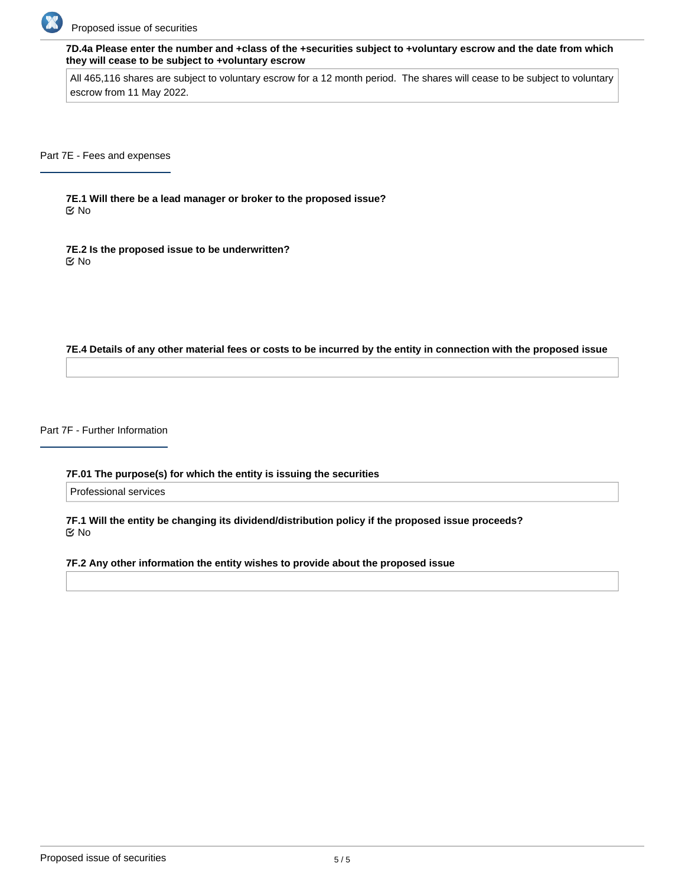**7D.4a Please enter the number and +class of the +securities subject to +voluntary escrow and the date from which they will cease to be subject to +voluntary escrow**

All 465,116 shares are subject to voluntary escrow for a 12 month period. The shares will cease to be subject to voluntary escrow from 11 May 2022.

## Part 7E - Fees and expenses

**7E.1 Will there be a lead manager or broker to the proposed issue?**

No

**7E.2 Is the proposed issue to be underwritten?**

No

**7E.4 Details of any other material fees or costs to be incurred by the entity in connection with the proposed issue**

## Part 7F - Further Information

**7F.01 The purpose(s) for which the entity is issuing the securities**

Professional services

**7F.1 Will the entity be changing its dividend/distribution policy if the proposed issue proceeds?**

No

**7F.2 Any other information the entity wishes to provide about the proposed issue**